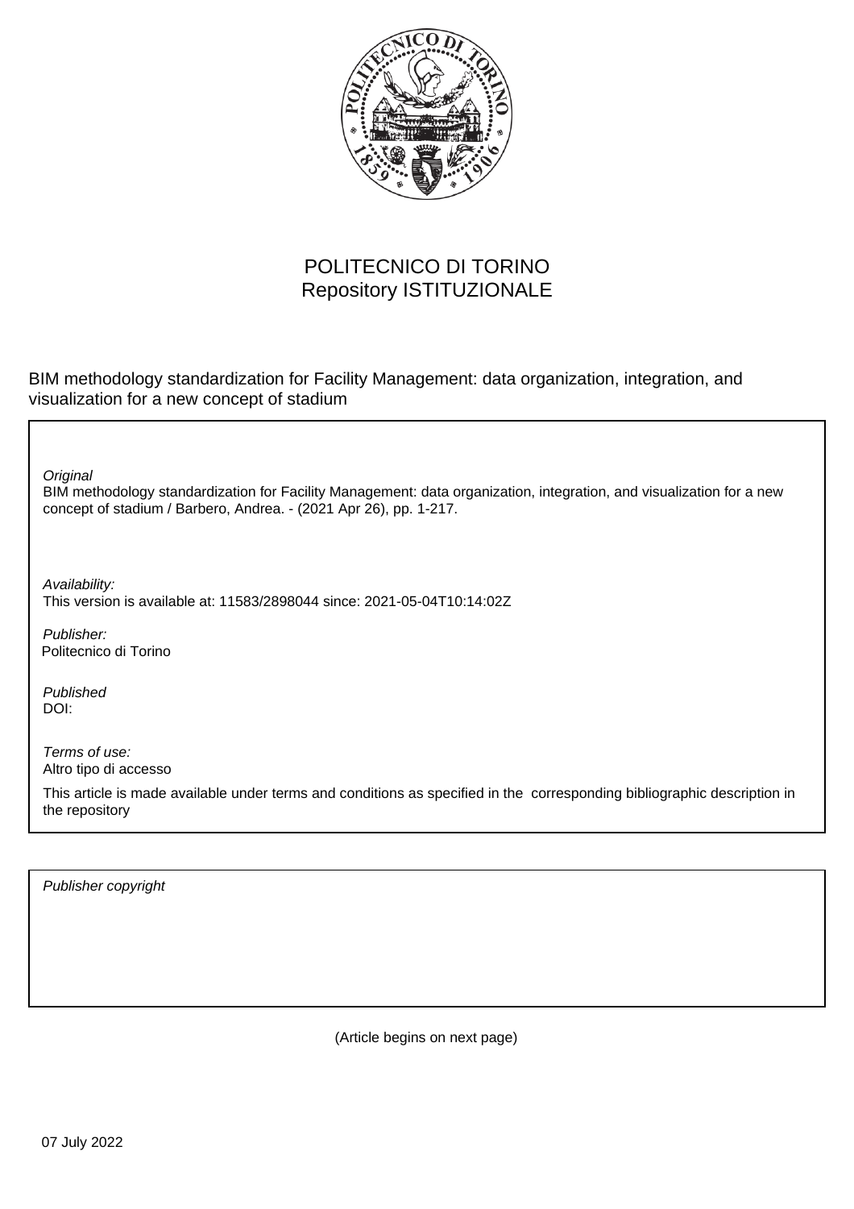POLITECNICO DI TORINO
Repository ISTITUZIONALE

BIM methodology standardization for Facility Management: data organization, integration, and visualization for a new concept of stadium

*Original*
BIM methodology standardization for Facility Management: data organization, integration, and visualization for a new concept of stadium / Barbero, Andrea. - (2021 Apr 26), pp. 1-217.

*Availability:*
This version is available at: 11583/2898044 since: 2021-05-04T10:14:02Z

*Publisher:*
Politecnico di Torino

*Published*
DOI:

*Terms of use:*
Altro tipo di accesso

This article is made available under terms and conditions as specified in the corresponding bibliographic description in the repository

*Publisher copyright*

(Article begins on next page)

07 July 2022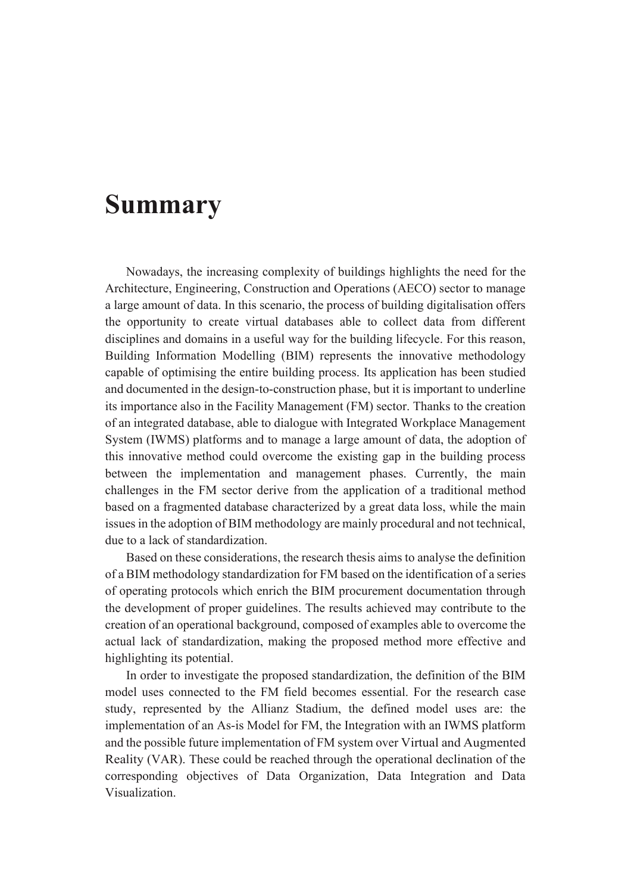# Summary

Nowadays, the increasing complexity of buildings highlights the need for the Architecture, Engineering, Construction and Operations (AECO) sector to manage a large amount of data. In this scenario, the process of building digitalisation offers the opportunity to create virtual databases able to collect data from different disciplines and domains in a useful way for the building lifecycle. For this reason, Building Information Modelling (BIM) represents the innovative methodology capable of optimising the entire building process. Its application has been studied and documented in the design-to-construction phase, but it is important to underline its importance also in the Facility Management (FM) sector. Thanks to the creation of an integrated database, able to dialogue with Integrated Workplace Management System (IWMS) platforms and to manage a large amount of data, the adoption of this innovative method could overcome the existing gap in the building process between the implementation and management phases. Currently, the main challenges in the FM sector derive from the application of a traditional method based on a fragmented database characterized by a great data loss, while the main issues in the adoption of BIM methodology are mainly procedural and not technical, due to a lack of standardization.

Based on these considerations, the research thesis aims to analyse the definition of a BIM methodology standardization for FM based on the identification of a series of operating protocols which enrich the BIM procurement documentation through the development of proper guidelines. The results achieved may contribute to the creation of an operational background, composed of examples able to overcome the actual lack of standardization, making the proposed method more effective and highlighting its potential.

In order to investigate the proposed standardization, the definition of the BIM model uses connected to the FM field becomes essential. For the research case study, represented by the Allianz Stadium, the defined model uses are: the implementation of an As-is Model for FM, the Integration with an IWMS platform and the possible future implementation of FM system over Virtual and Augmented Reality (VAR). These could be reached through the operational declination of the corresponding objectives of Data Organization, Data Integration and Data Visualization.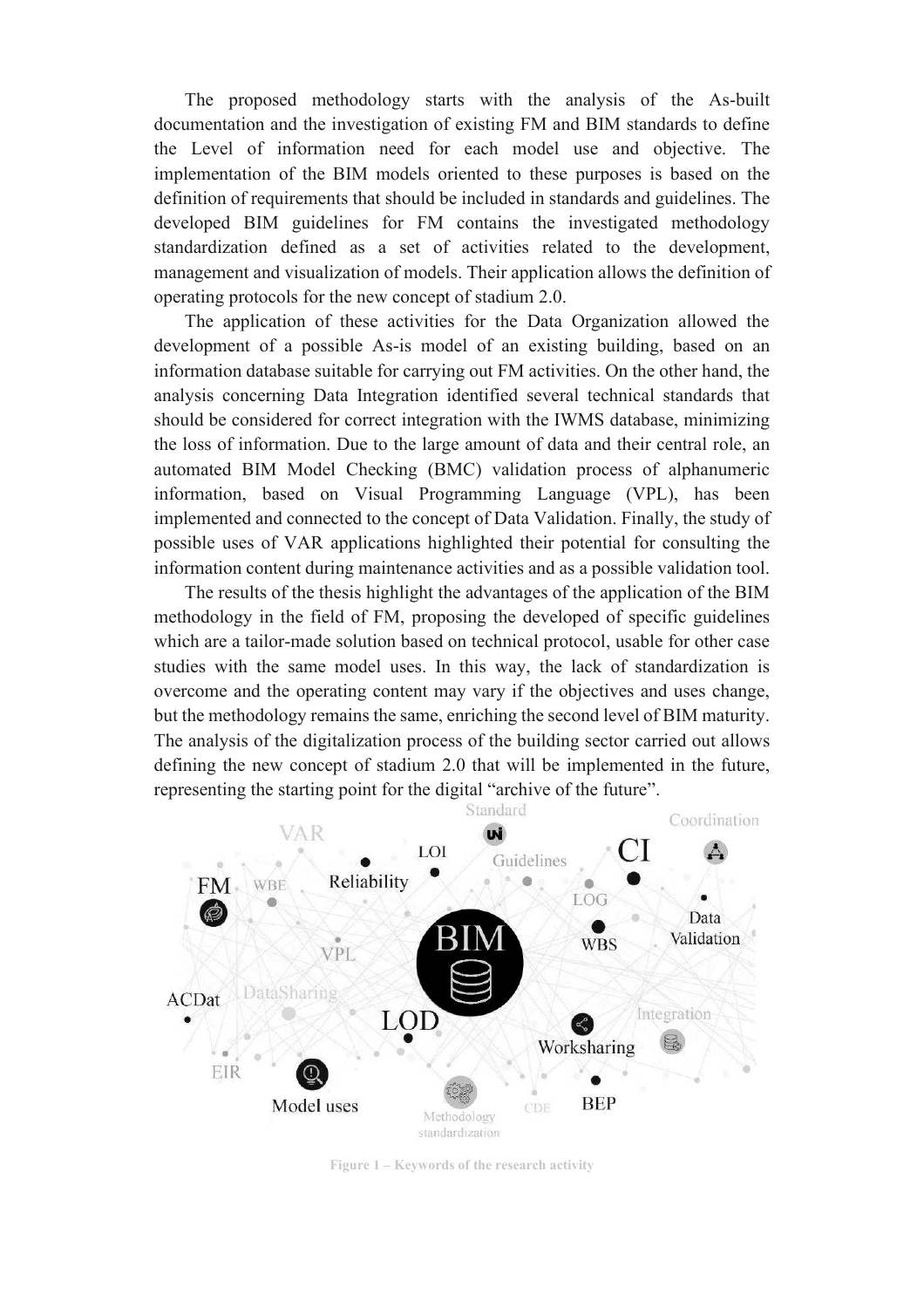The proposed methodology starts with the analysis of the As-built documentation and the investigation of existing FM and BIM standards to define the Level of information need for each model use and objective. The implementation of the BIM models oriented to these purposes is based on the definition of requirements that should be included in standards and guidelines. The developed BIM guidelines for FM contains the investigated methodology standardization defined as a set of activities related to the development, management and visualization of models. Their application allows the definition of operating protocols for the new concept of stadium 2.0.

The application of these activities for the Data Organization allowed the development of a possible As-is model of an existing building, based on an information database suitable for carrying out FM activities. On the other hand, the analysis concerning Data Integration identified several technical standards that should be considered for correct integration with the IWMS database, minimizing the loss of information. Due to the large amount of data and their central role, an automated BIM Model Checking (BMC) validation process of alphanumeric information, based on Visual Programming Language (VPL), has been implemented and connected to the concept of Data Validation. Finally, the study of possible uses of VAR applications highlighted their potential for consulting the information content during maintenance activities and as a possible validation tool.

The results of the thesis highlight the advantages of the application of the BIM methodology in the field of FM, proposing the developed of specific guidelines which are a tailor-made solution based on technical protocol, usable for other case studies with the same model uses. In this way, the lack of standardization is overcome and the operating content may vary if the objectives and uses change, but the methodology remains the same, enriching the second level of BIM maturity. The analysis of the digitalization process of the building sector carried out allows defining the new concept of stadium 2.0 that will be implemented in the future, representing the starting point for the digital "archive of the future".

Standard
VAR
LOI
Guidelines
CI
Coordination
FM
WBE
Reliability
LOG
Data Validation
BIM
WBS
VPL
ACDat
DataSharing
LOD
Integration
Worksharing
EIR
Model uses
Methodology standardization
CDE
BEP

Figure 1 – Keywords of the research activity